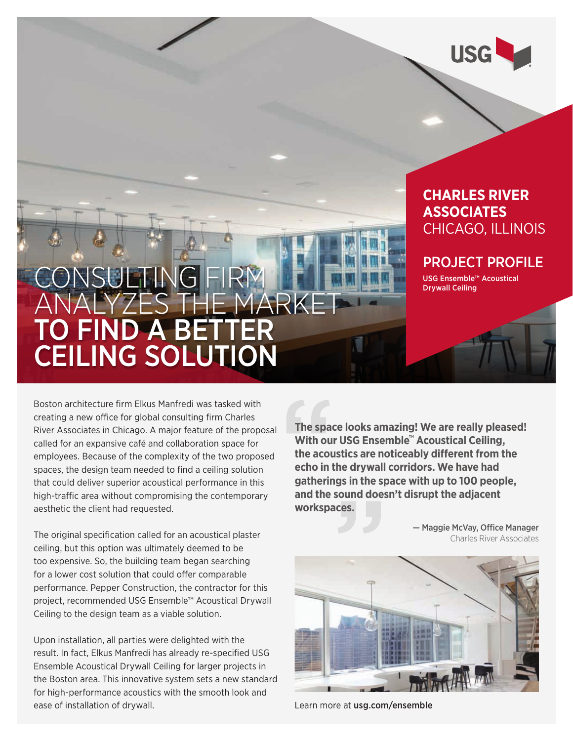USG

## CHARLES RIVER ASSOCIATES
CHICAGO, ILLINOIS

## PROJECT PROFILE

**USG Ensemble™ Acoustical Drywall Ceiling**

# CONSULTING FIRM ANALYZES THE MARKET **TO FIND A BETTER CEILING SOLUTION**

Boston architecture firm Elkus Manfredi was tasked with creating a new office for global consulting firm Charles River Associates in Chicago. A major feature of the proposal called for an expansive café and collaboration space for employees. Because of the complexity of the two proposed spaces, the design team needed to find a ceiling solution that could deliver superior acoustical performance in this high-traffic area without compromising the contemporary aesthetic the client had requested.

The original specification called for an acoustical plaster ceiling, but this option was ultimately deemed to be too expensive. So, the building team began searching for a lower cost solution that could offer comparable performance. Pepper Construction, the contractor for this project, recommended USG Ensemble™ Acoustical Drywall Ceiling to the design team as a viable solution.

Upon installation, all parties were delighted with the result. In fact, Elkus Manfredi has already re-specified USG Ensemble Acoustical Drywall Ceiling for larger projects in the Boston area. This innovative system sets a new standard for high-performance acoustics with the smooth look and ease of installation of drywall.

> **The space looks amazing! We are really pleased! With our USG Ensemble™ Acoustical Ceiling, the acoustics are noticeably different from the echo in the drywall corridors. We have had gatherings in the space with up to 100 people, and the sound doesn't disrupt the adjacent workspaces.**
>
> **— Maggie McVay, Office Manager**
> Charles River Associates

Learn more at **usg.com/ensemble**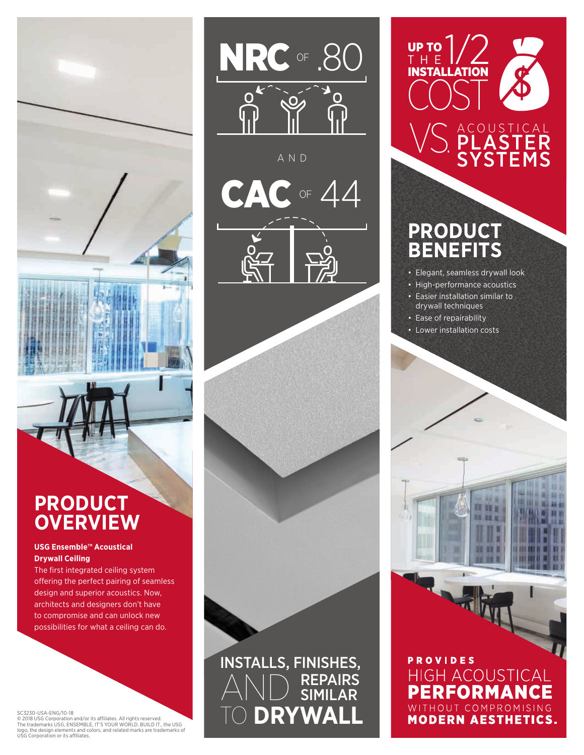## PRODUCT OVERVIEW

**USG Ensemble™ Acoustical Drywall Ceiling**

The first integrated ceiling system offering the perfect pairing of seamless design and superior acoustics. Now, architects and designers don't have to compromise and can unlock new possibilities for what a ceiling can do.

SC3230-USA-ENG/10-18
© 2018 USG Corporation and/or its affiliates. All rights reserved.
The trademarks USG, ENSEMBLE, IT'S YOUR WORLD. BUILD IT., the USG logo, the design elements and colors, and related marks are trademarks of USG Corporation or its affiliates.

**NRC** OF .80

AND

**CAC** OF 44

INSTALLS, FINISHES, AND REPAIRS SIMILAR TO **DRYWALL**

**UP TO** THE 1/2 **INSTALLATION** COST VS. ACOUSTICAL **PLASTER SYSTEMS**

## PRODUCT BENEFITS

- Elegant, seamless drywall look
- High-performance acoustics
- Easier installation similar to drywall techniques
- Ease of repairability
- Lower installation costs

**PROVIDES** HIGH ACOUSTICAL **PERFORMANCE** WITHOUT COMPROMISING **MODERN AESTHETICS.**